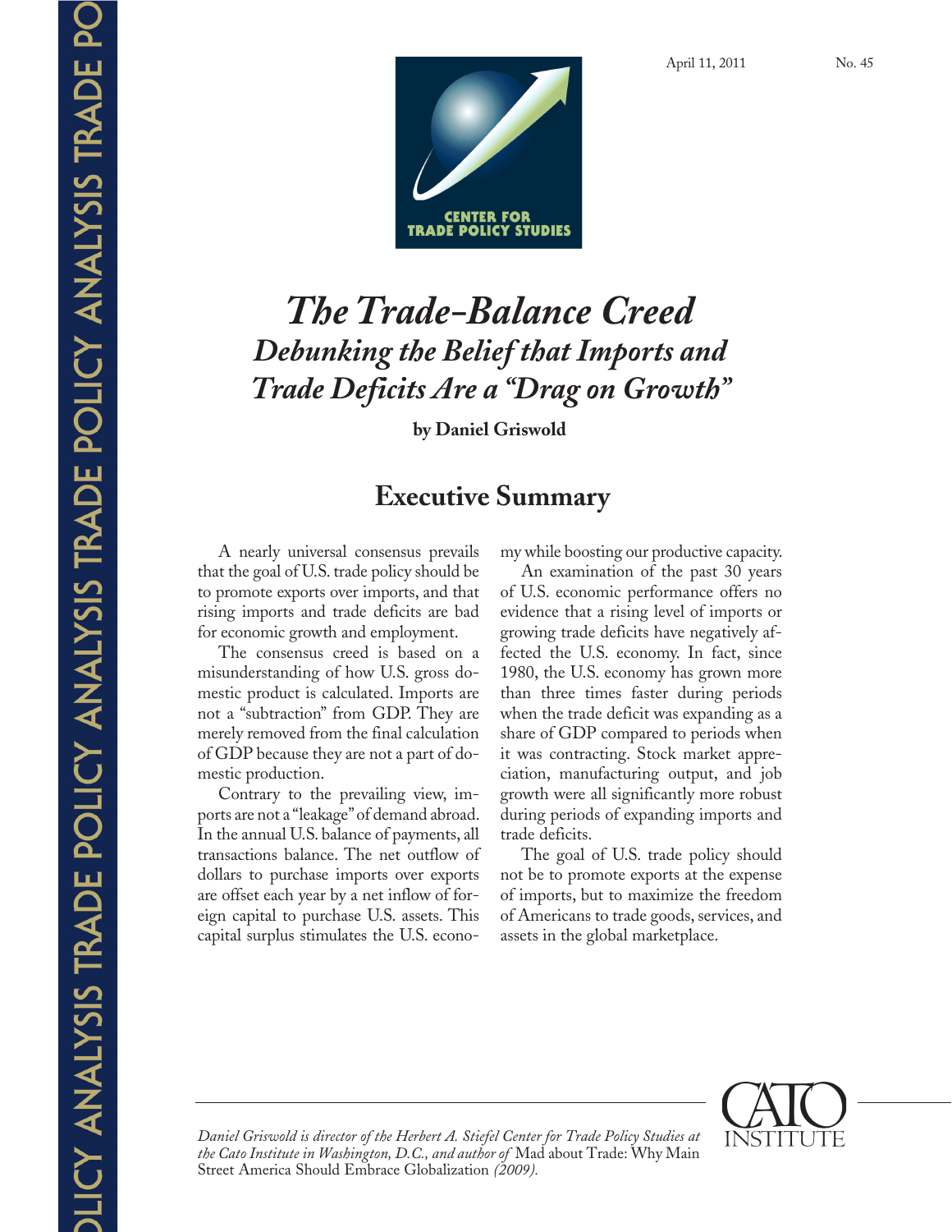April 11, 2011 No. 45

CENTER FOR TRADE POLICY STUDIES

# *The Trade-Balance Creed*

## *Debunking the Belief that Imports and Trade Deficits Are a "Drag on Growth"*

**by Daniel Griswold**

## Executive Summary

A nearly universal consensus prevails that the goal of U.S. trade policy should be to promote exports over imports, and that rising imports and trade deficits are bad for economic growth and employment.

The consensus creed is based on a misunderstanding of how U.S. gross domestic product is calculated. Imports are not a "subtraction" from GDP. They are merely removed from the final calculation of GDP because they are not a part of domestic production.

Contrary to the prevailing view, imports are not a "leakage" of demand abroad. In the annual U.S. balance of payments, all transactions balance. The net outflow of dollars to purchase imports over exports are offset each year by a net inflow of foreign capital to purchase U.S. assets. This capital surplus stimulates the U.S. economy while boosting our productive capacity.

An examination of the past 30 years of U.S. economic performance offers no evidence that a rising level of imports or growing trade deficits have negatively affected the U.S. economy. In fact, since 1980, the U.S. economy has grown more than three times faster during periods when the trade deficit was expanding as a share of GDP compared to periods when it was contracting. Stock market appreciation, manufacturing output, and job growth were all significantly more robust during periods of expanding imports and trade deficits.

The goal of U.S. trade policy should not be to promote exports at the expense of imports, but to maximize the freedom of Americans to trade goods, services, and assets in the global marketplace.

*Daniel Griswold is director of the Herbert A. Stiefel Center for Trade Policy Studies at the Cato Institute in Washington, D.C., and author of* Mad about Trade: Why Main Street America Should Embrace Globalization *(2009).*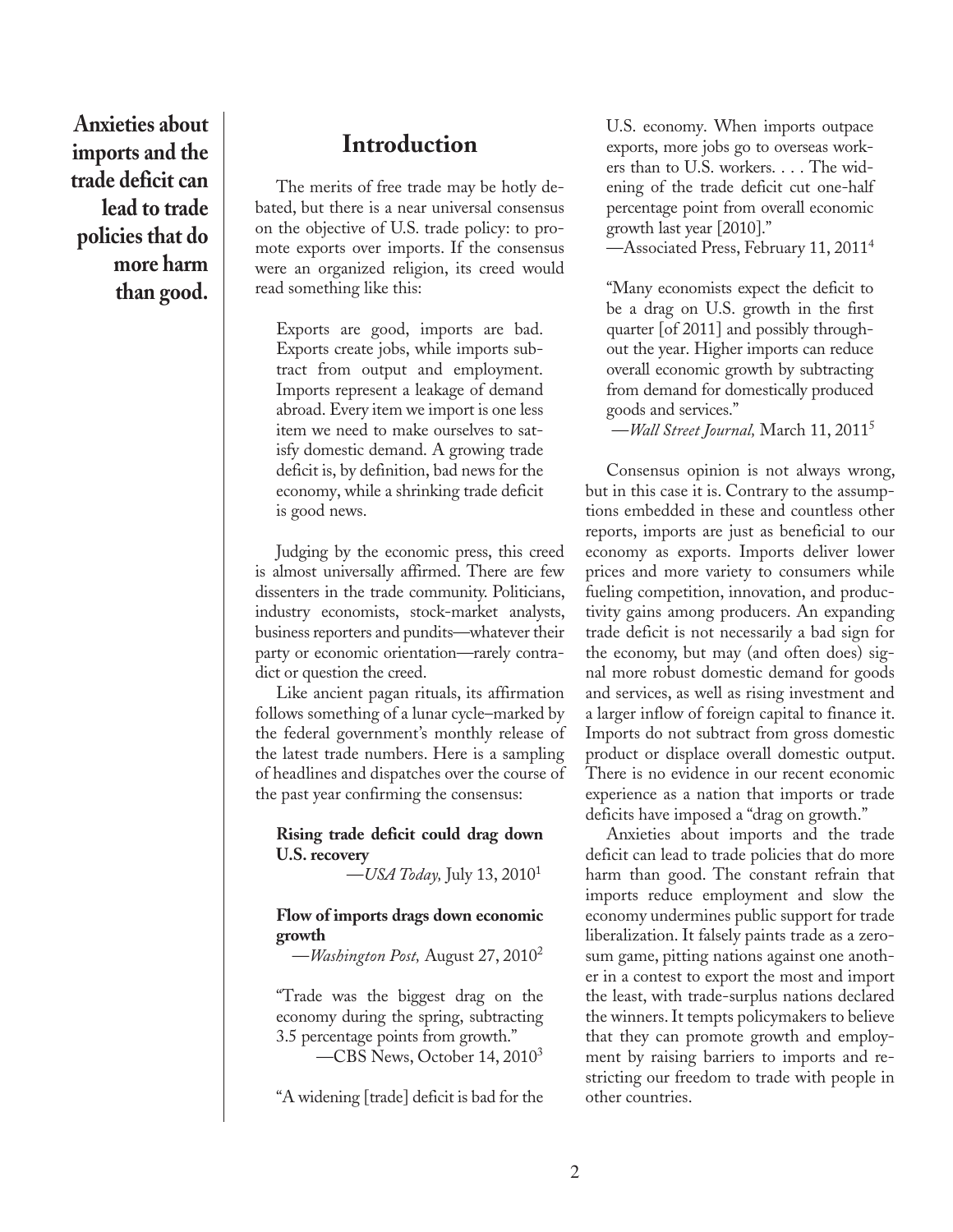**Anxieties about imports and the trade deficit can lead to trade policies that do more harm than good.**

## Introduction

The merits of free trade may be hotly debated, but there is a near universal consensus on the objective of U.S. trade policy: to promote exports over imports. If the consensus were an organized religion, its creed would read something like this:

> Exports are good, imports are bad. Exports create jobs, while imports subtract from output and employment. Imports represent a leakage of demand abroad. Every item we import is one less item we need to make ourselves to satisfy domestic demand. A growing trade deficit is, by definition, bad news for the economy, while a shrinking trade deficit is good news.

Judging by the economic press, this creed is almost universally affirmed. There are few dissenters in the trade community. Politicians, industry economists, stock-market analysts, business reporters and pundits—whatever their party or economic orientation—rarely contradict or question the creed.

Like ancient pagan rituals, its affirmation follows something of a lunar cycle–marked by the federal government's monthly release of the latest trade numbers. Here is a sampling of headlines and dispatches over the course of the past year confirming the consensus:

> **Rising trade deficit could drag down U.S. recovery**
>
> —*USA Today,* July 13, 2010[1]

> **Flow of imports drags down economic growth**
>
> —*Washington Post,* August 27, 2010[2]

> "Trade was the biggest drag on the economy during the spring, subtracting 3.5 percentage points from growth."
>
> —CBS News, October 14, 2010[3]

> "A widening [trade] deficit is bad for the U.S. economy. When imports outpace exports, more jobs go to overseas workers than to U.S. workers. . . . The widening of the trade deficit cut one-half percentage point from overall economic growth last year [2010]."
>
> —Associated Press, February 11, 2011[4]

> "Many economists expect the deficit to be a drag on U.S. growth in the first quarter [of 2011] and possibly throughout the year. Higher imports can reduce overall economic growth by subtracting from demand for domestically produced goods and services."
>
> —*Wall Street Journal,* March 11, 2011[5]

Consensus opinion is not always wrong, but in this case it is. Contrary to the assumptions embedded in these and countless other reports, imports are just as beneficial to our economy as exports. Imports deliver lower prices and more variety to consumers while fueling competition, innovation, and productivity gains among producers. An expanding trade deficit is not necessarily a bad sign for the economy, but may (and often does) signal more robust domestic demand for goods and services, as well as rising investment and a larger inflow of foreign capital to finance it. Imports do not subtract from gross domestic product or displace overall domestic output. There is no evidence in our recent economic experience as a nation that imports or trade deficits have imposed a "drag on growth."

Anxieties about imports and the trade deficit can lead to trade policies that do more harm than good. The constant refrain that imports reduce employment and slow the economy undermines public support for trade liberalization. It falsely paints trade as a zero-sum game, pitting nations against one another in a contest to export the most and import the least, with trade-surplus nations declared the winners. It tempts policymakers to believe that they can promote growth and employment by raising barriers to imports and restricting our freedom to trade with people in other countries.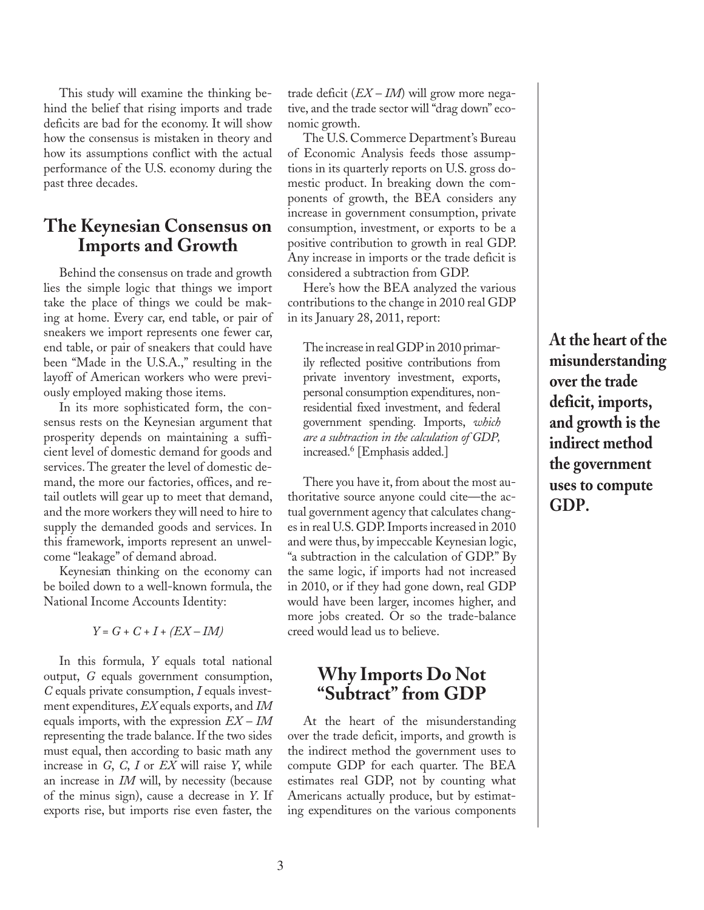This study will examine the thinking behind the belief that rising imports and trade deficits are bad for the economy. It will show how the consensus is mistaken in theory and how its assumptions conflict with the actual performance of the U.S. economy during the past three decades.

## The Keynesian Consensus on Imports and Growth

Behind the consensus on trade and growth lies the simple logic that things we import take the place of things we could be making at home. Every car, end table, or pair of sneakers we import represents one fewer car, end table, or pair of sneakers that could have been "Made in the U.S.A.," resulting in the layoff of American workers who were previously employed making those items.

In its more sophisticated form, the consensus rests on the Keynesian argument that prosperity depends on maintaining a sufficient level of domestic demand for goods and services. The greater the level of domestic demand, the more our factories, offices, and retail outlets will gear up to meet that demand, and the more workers they will need to hire to supply the demanded goods and services. In this framework, imports represent an unwelcome "leakage" of demand abroad.

Keynesian thinking on the economy can be boiled down to a well-known formula, the National Income Accounts Identity:

$$Y = G + C + I + (EX - IM)$$

In this formula, $Y$ equals total national output, $G$ equals government consumption, $C$ equals private consumption, $I$ equals investment expenditures, $EX$ equals exports, and $IM$ equals imports, with the expression $EX - IM$ representing the trade balance. If the two sides must equal, then according to basic math any increase in $G$, $C$, $I$ or $EX$ will raise $Y$, while an increase in $IM$ will, by necessity (because of the minus sign), cause a decrease in $Y$. If exports rise, but imports rise even faster, the trade deficit ($EX - IM$) will grow more negative, and the trade sector will "drag down" economic growth.

The U.S. Commerce Department's Bureau of Economic Analysis feeds those assumptions in its quarterly reports on U.S. gross domestic product. In breaking down the components of growth, the BEA considers any increase in government consumption, private consumption, investment, or exports to be a positive contribution to growth in real GDP. Any increase in imports or the trade deficit is considered a subtraction from GDP.

Here's how the BEA analyzed the various contributions to the change in 2010 real GDP in its January 28, 2011, report:

> The increase in real GDP in 2010 primarily reflected positive contributions from private inventory investment, exports, personal consumption expenditures, nonresidential fixed investment, and federal government spending. Imports, *which are a subtraction in the calculation of GDP,* increased.[6] [Emphasis added.]

There you have it, from about the most authoritative source anyone could cite—the actual government agency that calculates changes in real U.S. GDP. Imports increased in 2010 and were thus, by impeccable Keynesian logic, "a subtraction in the calculation of GDP." By the same logic, if imports had not increased in 2010, or if they had gone down, real GDP would have been larger, incomes higher, and more jobs created. Or so the trade-balance creed would lead us to believe.

## Why Imports Do Not "Subtract" from GDP

**At the heart of the misunderstanding over the trade deficit, imports, and growth is the indirect method the government uses to compute GDP.**

At the heart of the misunderstanding over the trade deficit, imports, and growth is the indirect method the government uses to compute GDP for each quarter. The BEA estimates real GDP, not by counting what Americans actually produce, but by estimating expenditures on the various components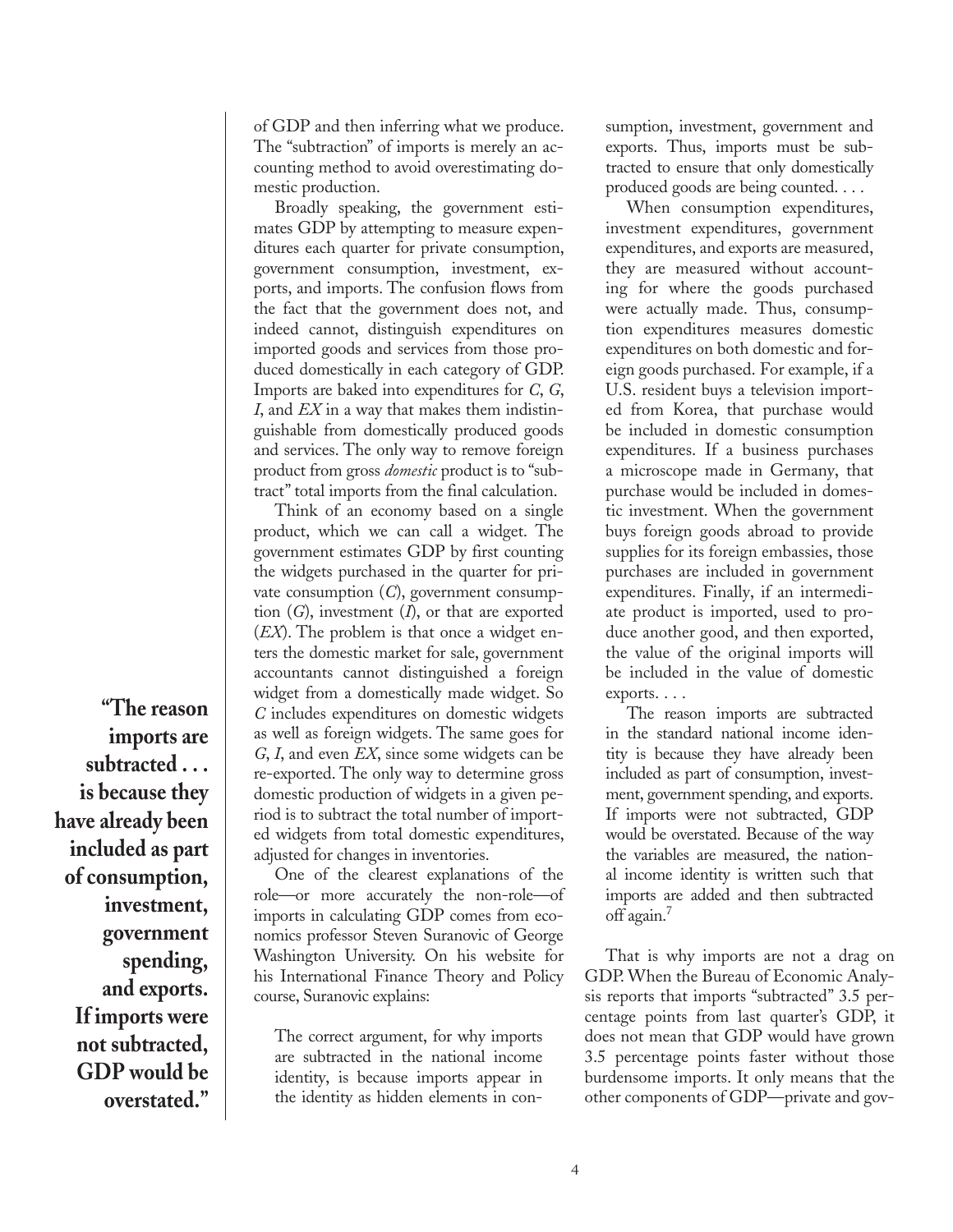of GDP and then inferring what we produce. The "subtraction" of imports is merely an accounting method to avoid overestimating domestic production.

Broadly speaking, the government estimates GDP by attempting to measure expenditures each quarter for private consumption, government consumption, investment, exports, and imports. The confusion flows from the fact that the government does not, and indeed cannot, distinguish expenditures on imported goods and services from those produced domestically in each category of GDP. Imports are baked into expenditures for *C*, *G*, *I*, and *EX* in a way that makes them indistinguishable from domestically produced goods and services. The only way to remove foreign product from gross *domestic* product is to "subtract" total imports from the final calculation.

Think of an economy based on a single product, which we can call a widget. The government estimates GDP by first counting the widgets purchased in the quarter for private consumption (*C*), government consumption (*G*), investment (*I*), or that are exported (*EX*). The problem is that once a widget enters the domestic market for sale, government accountants cannot distinguished a foreign widget from a domestically made widget. So *C* includes expenditures on domestic widgets as well as foreign widgets. The same goes for *G*, *I*, and even *EX*, since some widgets can be re-exported. The only way to determine gross domestic production of widgets in a given period is to subtract the total number of imported widgets from total domestic expenditures, adjusted for changes in inventories.

One of the clearest explanations of the role—or more accurately the non-role—of imports in calculating GDP comes from economics professor Steven Suranovic of George Washington University. On his website for his International Finance Theory and Policy course, Suranovic explains:

> The correct argument, for why imports are subtracted in the national income identity, is because imports appear in the identity as hidden elements in consumption, investment, government and exports. Thus, imports must be subtracted to ensure that only domestically produced goods are being counted. . . .
>
> When consumption expenditures, investment expenditures, government expenditures, and exports are measured, they are measured without accounting for where the goods purchased were actually made. Thus, consumption expenditures measures domestic expenditures on both domestic and foreign goods purchased. For example, if a U.S. resident buys a television imported from Korea, that purchase would be included in domestic consumption expenditures. If a business purchases a microscope made in Germany, that purchase would be included in domestic investment. When the government buys foreign goods abroad to provide supplies for its foreign embassies, those purchases are included in government expenditures. Finally, if an intermediate product is imported, used to produce another good, and then exported, the value of the original imports will be included in the value of domestic exports. . . .
>
> The reason imports are subtracted in the standard national income identity is because they have already been included as part of consumption, investment, government spending, and exports. If imports were not subtracted, GDP would be overstated. Because of the way the variables are measured, the national income identity is written such that imports are added and then subtracted off again.[7]

**"The reason imports are subtracted . . . is because they have already been included as part of consumption, investment, government spending, and exports. If imports were not subtracted, GDP would be overstated."**

That is why imports are not a drag on GDP. When the Bureau of Economic Analysis reports that imports "subtracted" 3.5 percentage points from last quarter's GDP, it does not mean that GDP would have grown 3.5 percentage points faster without those burdensome imports. It only means that the other components of GDP—private and gov-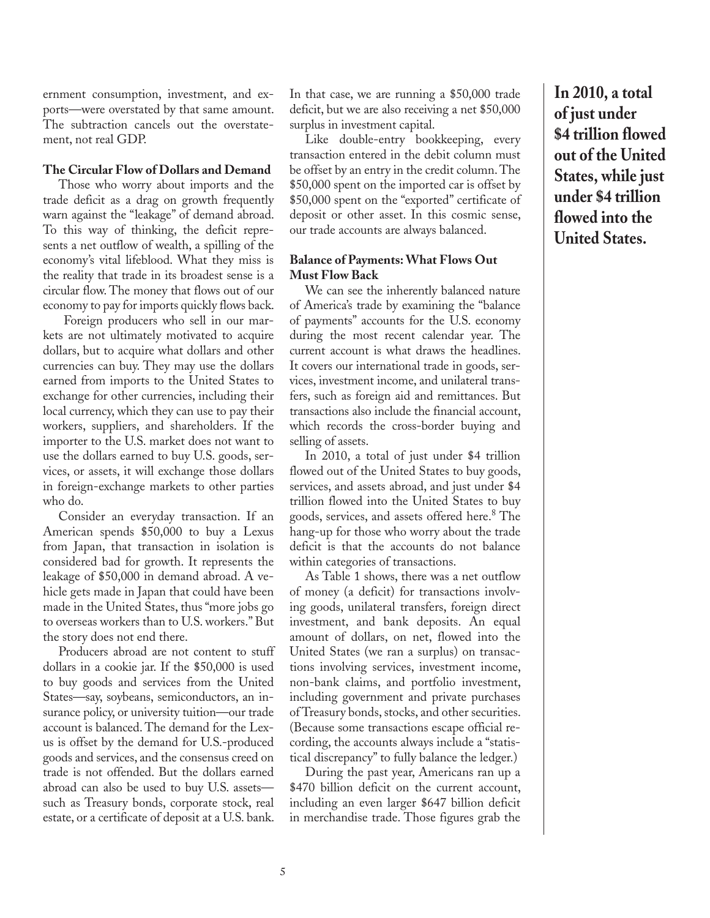ernment consumption, investment, and exports—were overstated by that same amount. The subtraction cancels out the overstatement, not real GDP.

### The Circular Flow of Dollars and Demand

Those who worry about imports and the trade deficit as a drag on growth frequently warn against the "leakage" of demand abroad. To this way of thinking, the deficit represents a net outflow of wealth, a spilling of the economy's vital lifeblood. What they miss is the reality that trade in its broadest sense is a circular flow. The money that flows out of our economy to pay for imports quickly flows back.

Foreign producers who sell in our markets are not ultimately motivated to acquire dollars, but to acquire what dollars and other currencies can buy. They may use the dollars earned from imports to the United States to exchange for other currencies, including their local currency, which they can use to pay their workers, suppliers, and shareholders. If the importer to the U.S. market does not want to use the dollars earned to buy U.S. goods, services, or assets, it will exchange those dollars in foreign-exchange markets to other parties who do.

Consider an everyday transaction. If an American spends $50,000 to buy a Lexus from Japan, that transaction in isolation is considered bad for growth. It represents the leakage of $50,000 in demand abroad. A vehicle gets made in Japan that could have been made in the United States, thus "more jobs go to overseas workers than to U.S. workers." But the story does not end there.

Producers abroad are not content to stuff dollars in a cookie jar. If the $50,000 is used to buy goods and services from the United States—say, soybeans, semiconductors, an insurance policy, or university tuition—our trade account is balanced. The demand for the Lexus is offset by the demand for U.S.-produced goods and services, and the consensus creed on trade is not offended. But the dollars earned abroad can also be used to buy U.S. assets—such as Treasury bonds, corporate stock, real estate, or a certificate of deposit at a U.S. bank. In that case, we are running a $50,000 trade deficit, but we are also receiving a net $50,000 surplus in investment capital.

Like double-entry bookkeeping, every transaction entered in the debit column must be offset by an entry in the credit column. The $50,000 spent on the imported car is offset by $50,000 spent on the "exported" certificate of deposit or other asset. In this cosmic sense, our trade accounts are always balanced.

### Balance of Payments: What Flows Out Must Flow Back

We can see the inherently balanced nature of America's trade by examining the "balance of payments" accounts for the U.S. economy during the most recent calendar year. The current account is what draws the headlines. It covers our international trade in goods, services, investment income, and unilateral transfers, such as foreign aid and remittances. But transactions also include the financial account, which records the cross-border buying and selling of assets.

In 2010, a total of just under $4 trillion flowed out of the United States to buy goods, services, and assets abroad, and just under $4 trillion flowed into the United States to buy goods, services, and assets offered here.[8] The hang-up for those who worry about the trade deficit is that the accounts do not balance within categories of transactions.

As Table 1 shows, there was a net outflow of money (a deficit) for transactions involving goods, unilateral transfers, foreign direct investment, and bank deposits. An equal amount of dollars, on net, flowed into the United States (we ran a surplus) on transactions involving services, investment income, non-bank claims, and portfolio investment, including government and private purchases of Treasury bonds, stocks, and other securities. (Because some transactions escape official recording, the accounts always include a "statistical discrepancy" to fully balance the ledger.)

During the past year, Americans ran up a $470 billion deficit on the current account, including an even larger $647 billion deficit in merchandise trade. Those figures grab the

**In 2010, a total of just under $4 trillion flowed out of the United States, while just under $4 trillion flowed into the United States.**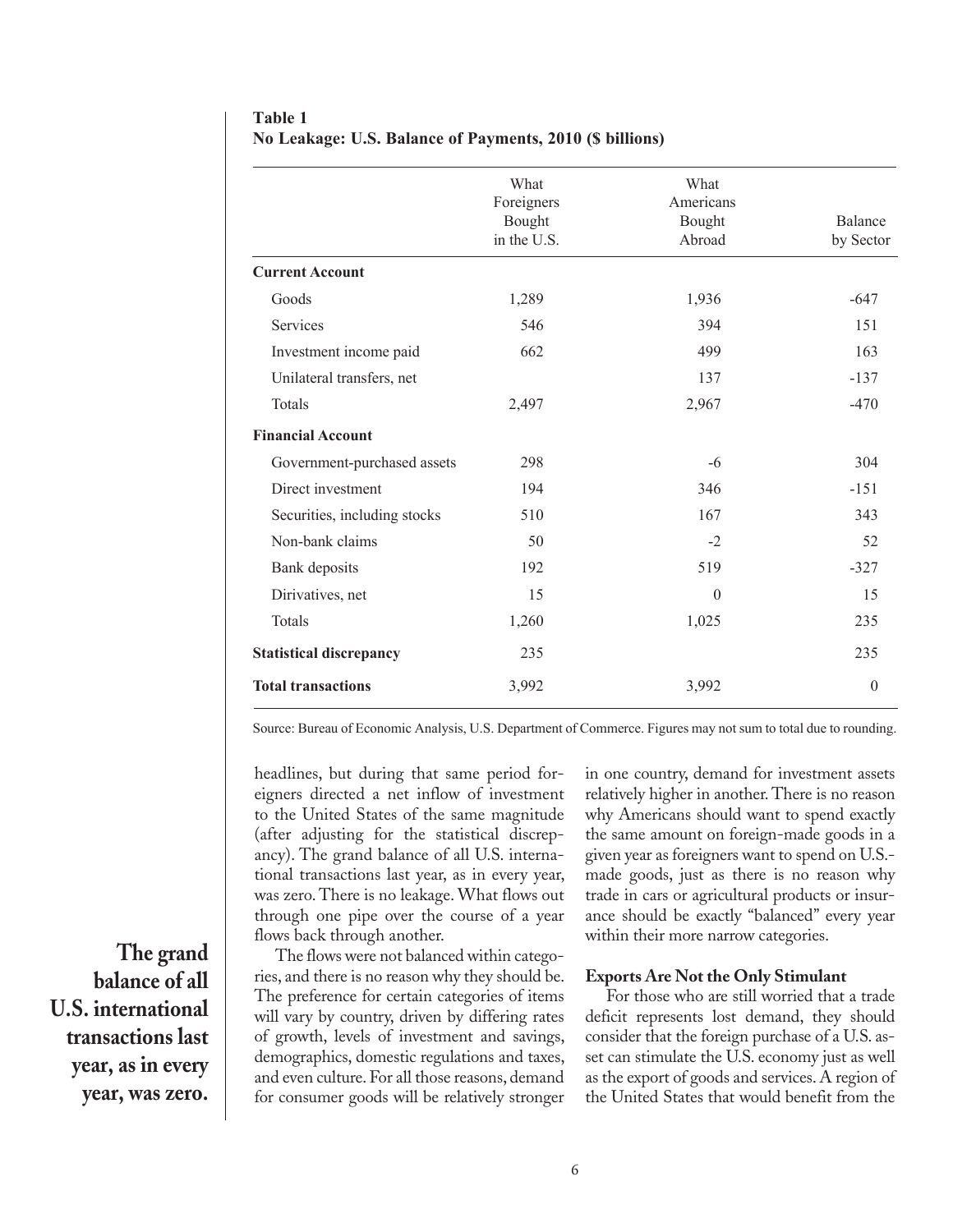**Table 1**
**No Leakage: U.S. Balance of Payments, 2010 ($ billions)**

| | What Foreigners Bought in the U.S. | What Americans Bought Abroad | Balance by Sector |
|---|---|---|---|
| **Current Account** | | | |
| Goods | 1,289 | 1,936 | -647 |
| Services | 546 | 394 | 151 |
| Investment income paid | 662 | 499 | 163 |
| Unilateral transfers, net | | 137 | -137 |
| Totals | 2,497 | 2,967 | -470 |
| **Financial Account** | | | |
| Government-purchased assets | 298 | -6 | 304 |
| Direct investment | 194 | 346 | -151 |
| Securities, including stocks | 510 | 167 | 343 |
| Non-bank claims | 50 | -2 | 52 |
| Bank deposits | 192 | 519 | -327 |
| Dirivatives, net | 15 | 0 | 15 |
| Totals | 1,260 | 1,025 | 235 |
| **Statistical discrepancy** | 235 | | 235 |
| **Total transactions** | 3,992 | 3,992 | 0 |

Source: Bureau of Economic Analysis, U.S. Department of Commerce. Figures may not sum to total due to rounding.

headlines, but during that same period foreigners directed a net inflow of investment to the United States of the same magnitude (after adjusting for the statistical discrepancy). The grand balance of all U.S. international transactions last year, as in every year, was zero. There is no leakage. What flows out through one pipe over the course of a year flows back through another.

**The grand balance of all U.S. international transactions last year, as in every year, was zero.**

The flows were not balanced within categories, and there is no reason why they should be. The preference for certain categories of items will vary by country, driven by differing rates of growth, levels of investment and savings, demographics, domestic regulations and taxes, and even culture. For all those reasons, demand for consumer goods will be relatively stronger in one country, demand for investment assets relatively higher in another. There is no reason why Americans should want to spend exactly the same amount on foreign-made goods in a given year as foreigners want to spend on U.S.-made goods, just as there is no reason why trade in cars or agricultural products or insurance should be exactly "balanced" every year within their more narrow categories.

### Exports Are Not the Only Stimulant

For those who are still worried that a trade deficit represents lost demand, they should consider that the foreign purchase of a U.S. asset can stimulate the U.S. economy just as well as the export of goods and services. A region of the United States that would benefit from the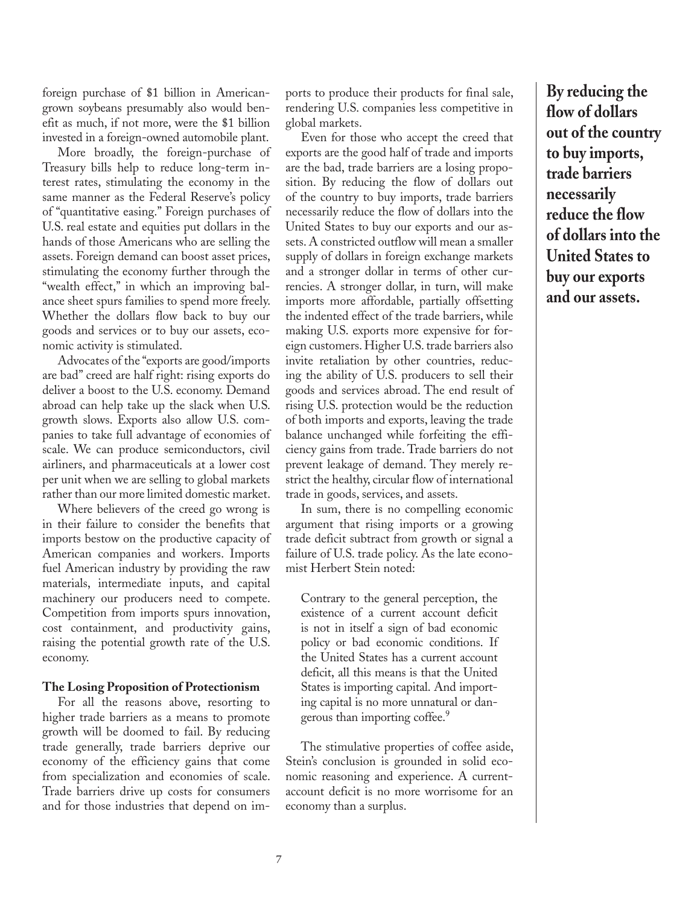foreign purchase of $1 billion in American-grown soybeans presumably also would benefit as much, if not more, were the $1 billion invested in a foreign-owned automobile plant.

More broadly, the foreign-purchase of Treasury bills help to reduce long-term interest rates, stimulating the economy in the same manner as the Federal Reserve's policy of "quantitative easing." Foreign purchases of U.S. real estate and equities put dollars in the hands of those Americans who are selling the assets. Foreign demand can boost asset prices, stimulating the economy further through the "wealth effect," in which an improving balance sheet spurs families to spend more freely. Whether the dollars flow back to buy our goods and services or to buy our assets, economic activity is stimulated.

Advocates of the "exports are good/imports are bad" creed are half right: rising exports do deliver a boost to the U.S. economy. Demand abroad can help take up the slack when U.S. growth slows. Exports also allow U.S. companies to take full advantage of economies of scale. We can produce semiconductors, civil airliners, and pharmaceuticals at a lower cost per unit when we are selling to global markets rather than our more limited domestic market.

Where believers of the creed go wrong is in their failure to consider the benefits that imports bestow on the productive capacity of American companies and workers. Imports fuel American industry by providing the raw materials, intermediate inputs, and capital machinery our producers need to compete. Competition from imports spurs innovation, cost containment, and productivity gains, raising the potential growth rate of the U.S. economy.

### The Losing Proposition of Protectionism

For all the reasons above, resorting to higher trade barriers as a means to promote growth will be doomed to fail. By reducing trade generally, trade barriers deprive our economy of the efficiency gains that come from specialization and economies of scale. Trade barriers drive up costs for consumers and for those industries that depend on imports to produce their products for final sale, rendering U.S. companies less competitive in global markets.

Even for those who accept the creed that exports are the good half of trade and imports are the bad, trade barriers are a losing proposition. By reducing the flow of dollars out of the country to buy imports, trade barriers necessarily reduce the flow of dollars into the United States to buy our exports and our assets. A constricted outflow will mean a smaller supply of dollars in foreign exchange markets and a stronger dollar in terms of other currencies. A stronger dollar, in turn, will make imports more affordable, partially offsetting the indented effect of the trade barriers, while making U.S. exports more expensive for foreign customers. Higher U.S. trade barriers also invite retaliation by other countries, reducing the ability of U.S. producers to sell their goods and services abroad. The end result of rising U.S. protection would be the reduction of both imports and exports, leaving the trade balance unchanged while forfeiting the efficiency gains from trade. Trade barriers do not prevent leakage of demand. They merely restrict the healthy, circular flow of international trade in goods, services, and assets.

**By reducing the flow of dollars out of the country to buy imports, trade barriers necessarily reduce the flow of dollars into the United States to buy our exports and our assets.**

In sum, there is no compelling economic argument that rising imports or a growing trade deficit subtract from growth or signal a failure of U.S. trade policy. As the late economist Herbert Stein noted:

> Contrary to the general perception, the existence of a current account deficit is not in itself a sign of bad economic policy or bad economic conditions. If the United States has a current account deficit, all this means is that the United States is importing capital. And importing capital is no more unnatural or dangerous than importing coffee.[9]

The stimulative properties of coffee aside, Stein's conclusion is grounded in solid economic reasoning and experience. A current-account deficit is no more worrisome for an economy than a surplus.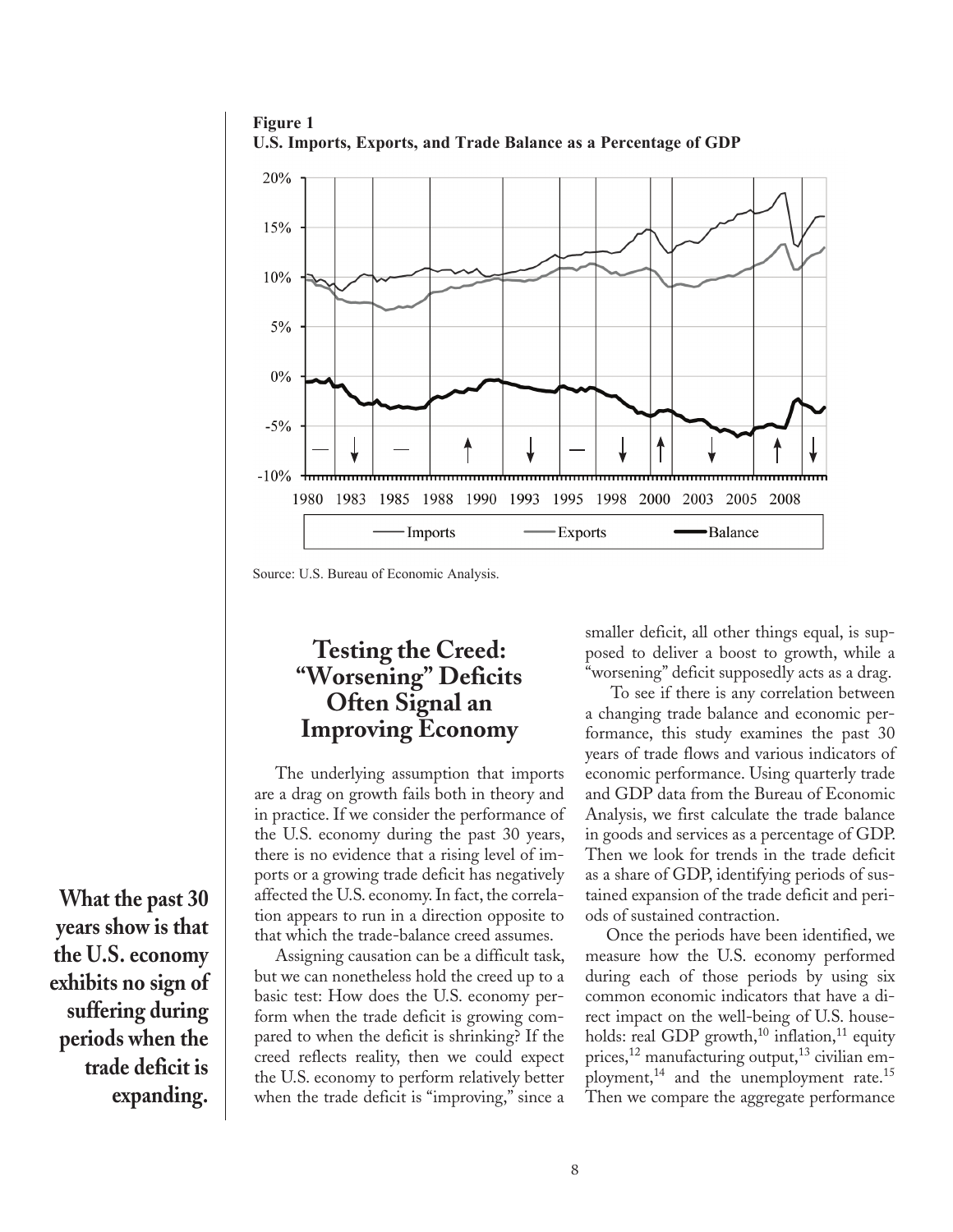**Figure 1**
**U.S. Imports, Exports, and Trade Balance as a Percentage of GDP**

Source: U.S. Bureau of Economic Analysis.

## Testing the Creed: "Worsening" Deficits Often Signal an Improving Economy

**What the past 30 years show is that the U.S. economy exhibits no sign of suffering during periods when the trade deficit is expanding.**

The underlying assumption that imports are a drag on growth fails both in theory and in practice. If we consider the performance of the U.S. economy during the past 30 years, there is no evidence that a rising level of imports or a growing trade deficit has negatively affected the U.S. economy. In fact, the correlation appears to run in a direction opposite to that which the trade-balance creed assumes.

Assigning causation can be a difficult task, but we can nonetheless hold the creed up to a basic test: How does the U.S. economy perform when the trade deficit is growing compared to when the deficit is shrinking? If the creed reflects reality, then we could expect the U.S. economy to perform relatively better when the trade deficit is "improving," since a smaller deficit, all other things equal, is supposed to deliver a boost to growth, while a "worsening" deficit supposedly acts as a drag.

To see if there is any correlation between a changing trade balance and economic performance, this study examines the past 30 years of trade flows and various indicators of economic performance. Using quarterly trade and GDP data from the Bureau of Economic Analysis, we first calculate the trade balance in goods and services as a percentage of GDP. Then we look for trends in the trade deficit as a share of GDP, identifying periods of sustained expansion of the trade deficit and periods of sustained contraction.

Once the periods have been identified, we measure how the U.S. economy performed during each of those periods by using six common economic indicators that have a direct impact on the well-being of U.S. households: real GDP growth,[10] inflation,[11] equity prices,[12] manufacturing output,[13] civilian employment,[14] and the unemployment rate.[15] Then we compare the aggregate performance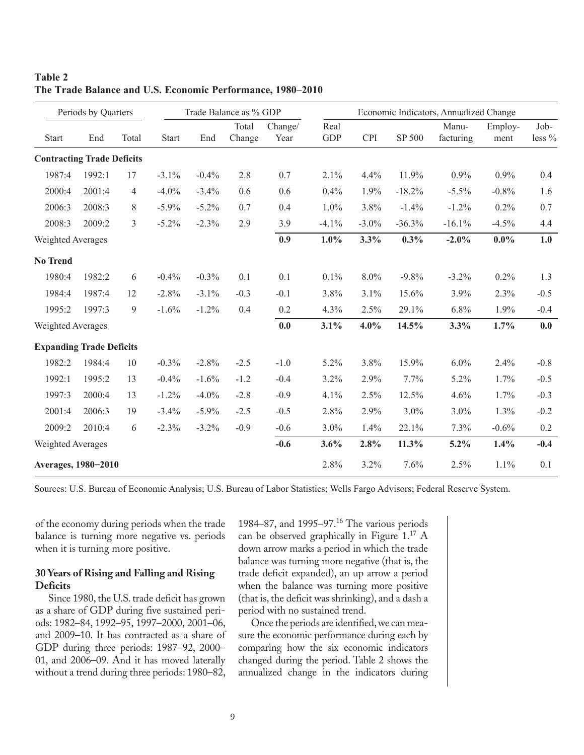**Table 2**
**The Trade Balance and U.S. Economic Performance, 1980–2010**

| Periods by Quarters | | | Trade Balance as % GDP | | | | Economic Indicators, Annualized Change | | | | | |
|---|---|---|---|---|---|---|---|---|---|---|---|---|
| Start | End | Total | Start | End | Total Change | Change/ Year | Real GDP | CPI | SP 500 | Manu-facturing | Employ-ment | Job-less % |
| **Contracting Trade Deficits** | | | | | | | | | | | | |
| 1987:4 | 1992:1 | 17 | -3.1% | -0.4% | 2.8 | 0.7 | 2.1% | 4.4% | 11.9% | 0.9% | 0.9% | 0.4 |
| 2000:4 | 2001:4 | 4 | -4.0% | -3.4% | 0.6 | 0.6 | 0.4% | 1.9% | -18.2% | -5.5% | -0.8% | 1.6 |
| 2006:3 | 2008:3 | 8 | -5.9% | -5.2% | 0.7 | 0.4 | 1.0% | 3.8% | -1.4% | -1.2% | 0.2% | 0.7 |
| 2008:3 | 2009:2 | 3 | -5.2% | -2.3% | 2.9 | 3.9 | -4.1% | -3.0% | -36.3% | -16.1% | -4.5% | 4.4 |
| Weighted Averages | | | | | | **0.9** | **1.0%** | **3.3%** | **0.3%** | **-2.0%** | **0.0%** | **1.0** |
| **No Trend** | | | | | | | | | | | | |
| 1980:4 | 1982:2 | 6 | -0.4% | -0.3% | 0.1 | 0.1 | 0.1% | 8.0% | -9.8% | -3.2% | 0.2% | 1.3 |
| 1984:4 | 1987:4 | 12 | -2.8% | -3.1% | -0.3 | -0.1 | 3.8% | 3.1% | 15.6% | 3.9% | 2.3% | -0.5 |
| 1995:2 | 1997:3 | 9 | -1.6% | -1.2% | 0.4 | 0.2 | 4.3% | 2.5% | 29.1% | 6.8% | 1.9% | -0.4 |
| Weighted Averages | | | | | | **0.0** | **3.1%** | **4.0%** | **14.5%** | **3.3%** | **1.7%** | **0.0** |
| **Expanding Trade Deficits** | | | | | | | | | | | | |
| 1982:2 | 1984:4 | 10 | -0.3% | -2.8% | -2.5 | -1.0 | 5.2% | 3.8% | 15.9% | 6.0% | 2.4% | -0.8 |
| 1992:1 | 1995:2 | 13 | -0.4% | -1.6% | -1.2 | -0.4 | 3.2% | 2.9% | 7.7% | 5.2% | 1.7% | -0.5 |
| 1997:3 | 2000:4 | 13 | -1.2% | -4.0% | -2.8 | -0.9 | 4.1% | 2.5% | 12.5% | 4.6% | 1.7% | -0.3 |
| 2001:4 | 2006:3 | 19 | -3.4% | -5.9% | -2.5 | -0.5 | 2.8% | 2.9% | 3.0% | 3.0% | 1.3% | -0.2 |
| 2009:2 | 2010:4 | 6 | -2.3% | -3.2% | -0.9 | -0.6 | 3.0% | 1.4% | 22.1% | 7.3% | -0.6% | 0.2 |
| Weighted Averages | | | | | | **-0.6** | **3.6%** | **2.8%** | **11.3%** | **5.2%** | **1.4%** | **-0.4** |
| **Averages, 1980–2010** | | | | | | | 2.8% | 3.2% | 7.6% | 2.5% | 1.1% | 0.1 |

Sources: U.S. Bureau of Economic Analysis; U.S. Bureau of Labor Statistics; Wells Fargo Advisors; Federal Reserve System.

of the economy during periods when the trade balance is turning more negative vs. periods when it is turning more positive.

### 30 Years of Rising and Falling and Rising Deficits

Since 1980, the U.S. trade deficit has grown as a share of GDP during five sustained periods: 1982–84, 1992–95, 1997–2000, 2001–06, and 2009–10. It has contracted as a share of GDP during three periods: 1987–92, 2000–01, and 2006–09. And it has moved laterally without a trend during three periods: 1980–82, 1984–87, and 1995–97.[16] The various periods can be observed graphically in Figure 1.[17] A down arrow marks a period in which the trade balance was turning more negative (that is, the trade deficit expanded), an up arrow a period when the balance was turning more positive (that is, the deficit was shrinking), and a dash a period with no sustained trend.

Once the periods are identified, we can measure the economic performance during each by comparing how the six economic indicators changed during the period. Table 2 shows the annualized change in the indicators during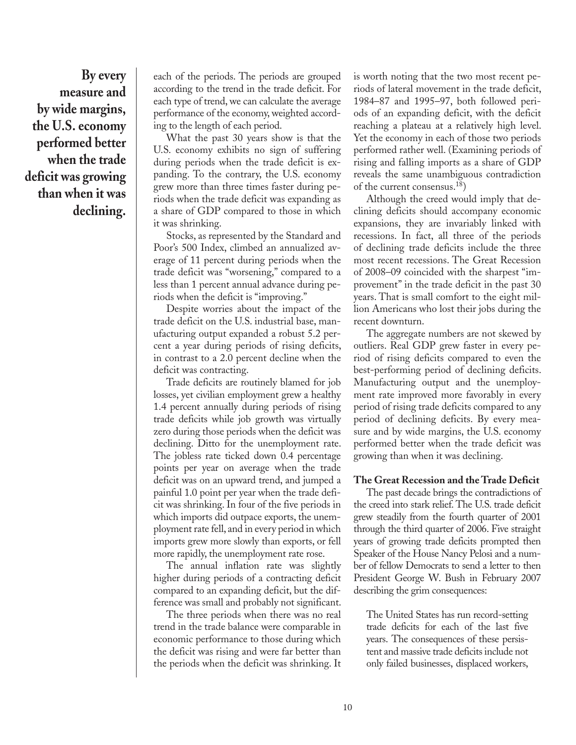**By every measure and by wide margins, the U.S. economy performed better when the trade deficit was growing than when it was declining.**

each of the periods. The periods are grouped according to the trend in the trade deficit. For each type of trend, we can calculate the average performance of the economy, weighted according to the length of each period.

What the past 30 years show is that the U.S. economy exhibits no sign of suffering during periods when the trade deficit is expanding. To the contrary, the U.S. economy grew more than three times faster during periods when the trade deficit was expanding as a share of GDP compared to those in which it was shrinking.

Stocks, as represented by the Standard and Poor's 500 Index, climbed an annualized average of 11 percent during periods when the trade deficit was "worsening," compared to a less than 1 percent annual advance during periods when the deficit is "improving."

Despite worries about the impact of the trade deficit on the U.S. industrial base, manufacturing output expanded a robust 5.2 percent a year during periods of rising deficits, in contrast to a 2.0 percent decline when the deficit was contracting.

Trade deficits are routinely blamed for job losses, yet civilian employment grew a healthy 1.4 percent annually during periods of rising trade deficits while job growth was virtually zero during those periods when the deficit was declining. Ditto for the unemployment rate. The jobless rate ticked down 0.4 percentage points per year on average when the trade deficit was on an upward trend, and jumped a painful 1.0 point per year when the trade deficit was shrinking. In four of the five periods in which imports did outpace exports, the unemployment rate fell, and in every period in which imports grew more slowly than exports, or fell more rapidly, the unemployment rate rose.

The annual inflation rate was slightly higher during periods of a contracting deficit compared to an expanding deficit, but the difference was small and probably not significant.

The three periods when there was no real trend in the trade balance were comparable in economic performance to those during which the deficit was rising and were far better than the periods when the deficit was shrinking. It is worth noting that the two most recent periods of lateral movement in the trade deficit, 1984–87 and 1995–97, both followed periods of an expanding deficit, with the deficit reaching a plateau at a relatively high level. Yet the economy in each of those two periods performed rather well. (Examining periods of rising and falling imports as a share of GDP reveals the same unambiguous contradiction of the current consensus.[18])

Although the creed would imply that declining deficits should accompany economic expansions, they are invariably linked with recessions. In fact, all three of the periods of declining trade deficits include the three most recent recessions. The Great Recession of 2008–09 coincided with the sharpest "improvement" in the trade deficit in the past 30 years. That is small comfort to the eight million Americans who lost their jobs during the recent downturn.

The aggregate numbers are not skewed by outliers. Real GDP grew faster in every period of rising deficits compared to even the best-performing period of declining deficits. Manufacturing output and the unemployment rate improved more favorably in every period of rising trade deficits compared to any period of declining deficits. By every measure and by wide margins, the U.S. economy performed better when the trade deficit was growing than when it was declining.

### The Great Recession and the Trade Deficit

The past decade brings the contradictions of the creed into stark relief. The U.S. trade deficit grew steadily from the fourth quarter of 2001 through the third quarter of 2006. Five straight years of growing trade deficits prompted then Speaker of the House Nancy Pelosi and a number of fellow Democrats to send a letter to then President George W. Bush in February 2007 describing the grim consequences:

> The United States has run record-setting trade deficits for each of the last five years. The consequences of these persistent and massive trade deficits include not only failed businesses, displaced workers,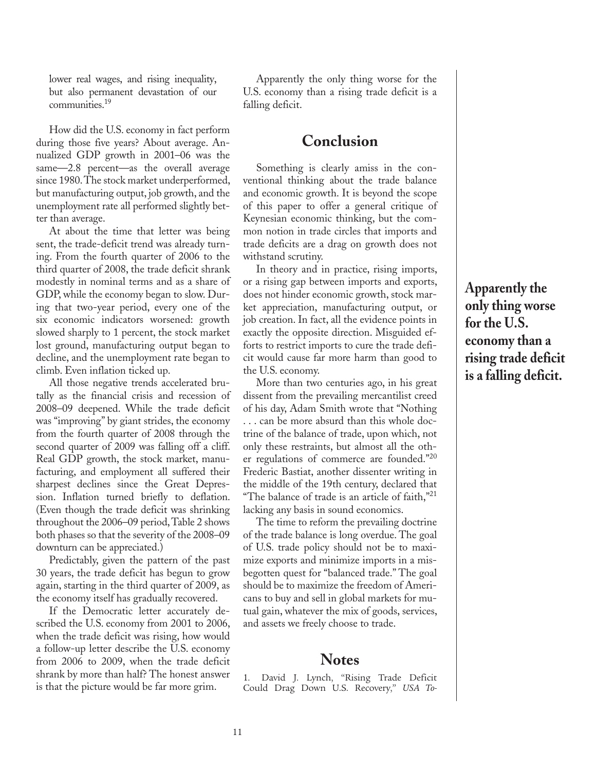lower real wages, and rising inequality, but also permanent devastation of our communities.[19]

How did the U.S. economy in fact perform during those five years? About average. Annualized GDP growth in 2001–06 was the same—2.8 percent—as the overall average since 1980. The stock market underperformed, but manufacturing output, job growth, and the unemployment rate all performed slightly better than average.

At about the time that letter was being sent, the trade-deficit trend was already turning. From the fourth quarter of 2006 to the third quarter of 2008, the trade deficit shrank modestly in nominal terms and as a share of GDP, while the economy began to slow. During that two-year period, every one of the six economic indicators worsened: growth slowed sharply to 1 percent, the stock market lost ground, manufacturing output began to decline, and the unemployment rate began to climb. Even inflation ticked up.

All those negative trends accelerated brutally as the financial crisis and recession of 2008–09 deepened. While the trade deficit was "improving" by giant strides, the economy from the fourth quarter of 2008 through the second quarter of 2009 was falling off a cliff. Real GDP growth, the stock market, manufacturing, and employment all suffered their sharpest declines since the Great Depression. Inflation turned briefly to deflation. (Even though the trade deficit was shrinking throughout the 2006–09 period, Table 2 shows both phases so that the severity of the 2008–09 downturn can be appreciated.)

Predictably, given the pattern of the past 30 years, the trade deficit has begun to grow again, starting in the third quarter of 2009, as the economy itself has gradually recovered.

If the Democratic letter accurately described the U.S. economy from 2001 to 2006, when the trade deficit was rising, how would a follow-up letter describe the U.S. economy from 2006 to 2009, when the trade deficit shrank by more than half? The honest answer is that the picture would be far more grim.

Apparently the only thing worse for the U.S. economy than a rising trade deficit is a falling deficit.

## Conclusion

Something is clearly amiss in the conventional thinking about the trade balance and economic growth. It is beyond the scope of this paper to offer a general critique of Keynesian economic thinking, but the common notion in trade circles that imports and trade deficits are a drag on growth does not withstand scrutiny.

In theory and in practice, rising imports, or a rising gap between imports and exports, does not hinder economic growth, stock market appreciation, manufacturing output, or job creation. In fact, all the evidence points in exactly the opposite direction. Misguided efforts to restrict imports to cure the trade deficit would cause far more harm than good to the U.S. economy.

More than two centuries ago, in his great dissent from the prevailing mercantilist creed of his day, Adam Smith wrote that "Nothing . . . can be more absurd than this whole doctrine of the balance of trade, upon which, not only these restraints, but almost all the other regulations of commerce are founded."[20] Frederic Bastiat, another dissenter writing in the middle of the 19th century, declared that "The balance of trade is an article of faith,"[21] lacking any basis in sound economics.

The time to reform the prevailing doctrine of the trade balance is long overdue. The goal of U.S. trade policy should not be to maximize exports and minimize imports in a misbegotten quest for "balanced trade." The goal should be to maximize the freedom of Americans to buy and sell in global markets for mutual gain, whatever the mix of goods, services, and assets we freely choose to trade.

**Apparently the only thing worse for the U.S. economy than a rising trade deficit is a falling deficit.**

## Notes

1. David J. Lynch, "Rising Trade Deficit Could Drag Down U.S. Recovery," *USA To-*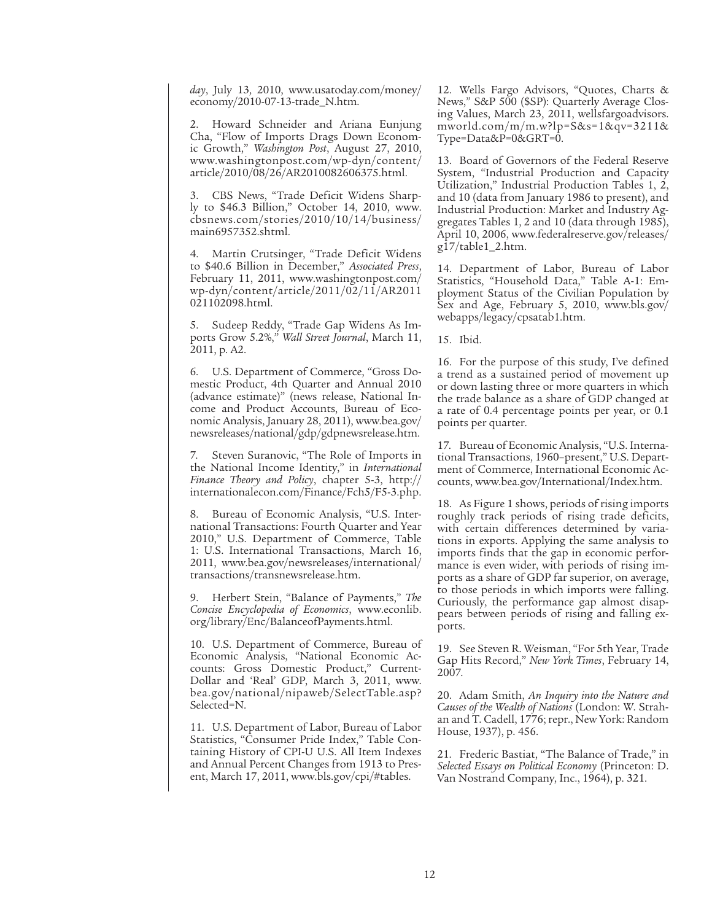*day*, July 13, 2010, www.usatoday.com/money/economy/2010-07-13-trade_N.htm.

2. Howard Schneider and Ariana Eunjung Cha, "Flow of Imports Drags Down Economic Growth," *Washington Post*, August 27, 2010, www.washingtonpost.com/wp-dyn/content/article/2010/08/26/AR2010082606375.html.

3. CBS News, "Trade Deficit Widens Sharply to $46.3 Billion," October 14, 2010, www.cbsnews.com/stories/2010/10/14/business/main6957352.shtml.

4. Martin Crutsinger, "Trade Deficit Widens to $40.6 Billion in December," *Associated Press*, February 11, 2011, www.washingtonpost.com/wp-dyn/content/article/2011/02/11/AR2011021102098.html.

5. Sudeep Reddy, "Trade Gap Widens As Imports Grow 5.2%," *Wall Street Journal*, March 11, 2011, p. A2.

6. U.S. Department of Commerce, "Gross Domestic Product, 4th Quarter and Annual 2010 (advance estimate)" (news release, National Income and Product Accounts, Bureau of Economic Analysis, January 28, 2011), www.bea.gov/newsreleases/national/gdp/gdpnewsrelease.htm.

7. Steven Suranovic, "The Role of Imports in the National Income Identity," in *International Finance Theory and Policy*, chapter 5-3, http://internationalecon.com/Finance/Fch5/F5-3.php.

8. Bureau of Economic Analysis, "U.S. International Transactions: Fourth Quarter and Year 2010," U.S. Department of Commerce, Table 1: U.S. International Transactions, March 16, 2011, www.bea.gov/newsreleases/international/transactions/transnewsrelease.htm.

9. Herbert Stein, "Balance of Payments," *The Concise Encyclopedia of Economics*, www.econlib.org/library/Enc/BalanceofPayments.html.

10. U.S. Department of Commerce, Bureau of Economic Analysis, "National Economic Accounts: Gross Domestic Product," Current-Dollar and 'Real' GDP, March 3, 2011, www.bea.gov/national/nipaweb/SelectTable.asp?Selected=N.

11. U.S. Department of Labor, Bureau of Labor Statistics, "Consumer Pride Index," Table Containing History of CPI-U U.S. All Item Indexes and Annual Percent Changes from 1913 to Present, March 17, 2011, www.bls.gov/cpi/#tables.

12. Wells Fargo Advisors, "Quotes, Charts & News," S&P 500 ($SP): Quarterly Average Closing Values, March 23, 2011, wellsfargoadvisors.mworld.com/m/m.w?lp=S&s=1&qv=3211&Type=Data&P=0&GRT=0.

13. Board of Governors of the Federal Reserve System, "Industrial Production and Capacity Utilization," Industrial Production Tables 1, 2, and 10 (data from January 1986 to present), and Industrial Production: Market and Industry Aggregates Tables 1, 2 and 10 (data through 1985), April 10, 2006, www.federalreserve.gov/releases/g17/table1_2.htm.

14. Department of Labor, Bureau of Labor Statistics, "Household Data," Table A-1: Employment Status of the Civilian Population by Sex and Age, February 5, 2010, www.bls.gov/webapps/legacy/cpsatab1.htm.

15. Ibid.

16. For the purpose of this study, I've defined a trend as a sustained period of movement up or down lasting three or more quarters in which the trade balance as a share of GDP changed at a rate of 0.4 percentage points per year, or 0.1 points per quarter.

17. Bureau of Economic Analysis, "U.S. International Transactions, 1960–present," U.S. Department of Commerce, International Economic Accounts, www.bea.gov/International/Index.htm.

18. As Figure 1 shows, periods of rising imports roughly track periods of rising trade deficits, with certain differences determined by variations in exports. Applying the same analysis to imports finds that the gap in economic performance is even wider, with periods of rising imports as a share of GDP far superior, on average, to those periods in which imports were falling. Curiously, the performance gap almost disappears between periods of rising and falling exports.

19. See Steven R. Weisman, "For 5th Year, Trade Gap Hits Record," *New York Times*, February 14, 2007.

20. Adam Smith, *An Inquiry into the Nature and Causes of the Wealth of Nations* (London: W. Strahan and T. Cadell, 1776; repr., New York: Random House, 1937), p. 456.

21. Frederic Bastiat, "The Balance of Trade," in *Selected Essays on Political Economy* (Princeton: D. Van Nostrand Company, Inc., 1964), p. 321.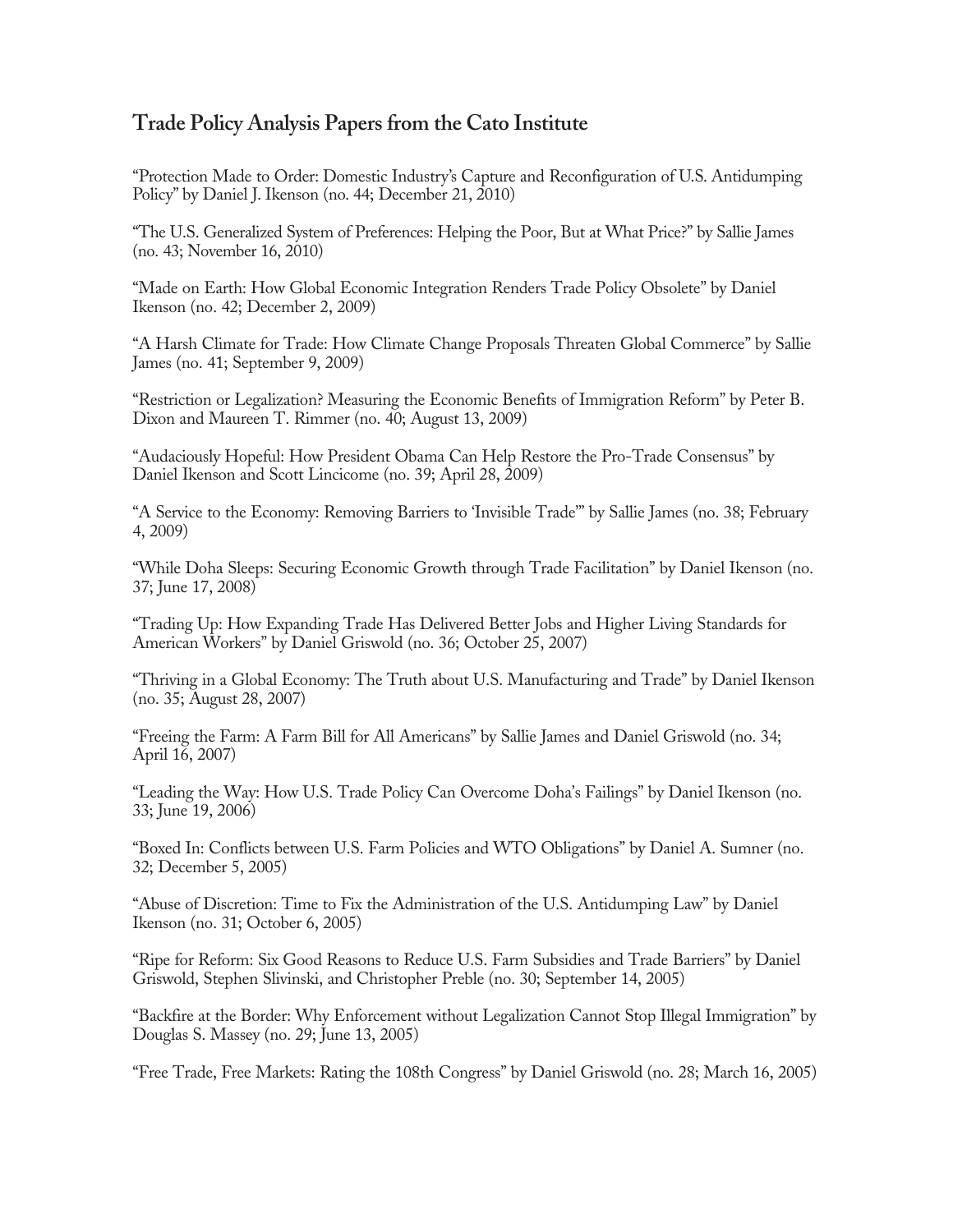## Trade Policy Analysis Papers from the Cato Institute

"Protection Made to Order: Domestic Industry's Capture and Reconfiguration of U.S. Antidumping Policy" by Daniel J. Ikenson (no. 44; December 21, 2010)

"The U.S. Generalized System of Preferences: Helping the Poor, But at What Price?" by Sallie James (no. 43; November 16, 2010)

"Made on Earth: How Global Economic Integration Renders Trade Policy Obsolete" by Daniel Ikenson (no. 42; December 2, 2009)

"A Harsh Climate for Trade: How Climate Change Proposals Threaten Global Commerce" by Sallie James (no. 41; September 9, 2009)

"Restriction or Legalization? Measuring the Economic Benefits of Immigration Reform" by Peter B. Dixon and Maureen T. Rimmer (no. 40; August 13, 2009)

"Audaciously Hopeful: How President Obama Can Help Restore the Pro-Trade Consensus" by Daniel Ikenson and Scott Lincicome (no. 39; April 28, 2009)

"A Service to the Economy: Removing Barriers to 'Invisible Trade'" by Sallie James (no. 38; February 4, 2009)

"While Doha Sleeps: Securing Economic Growth through Trade Facilitation" by Daniel Ikenson (no. 37; June 17, 2008)

"Trading Up: How Expanding Trade Has Delivered Better Jobs and Higher Living Standards for American Workers" by Daniel Griswold (no. 36; October 25, 2007)

"Thriving in a Global Economy: The Truth about U.S. Manufacturing and Trade" by Daniel Ikenson (no. 35; August 28, 2007)

"Freeing the Farm: A Farm Bill for All Americans" by Sallie James and Daniel Griswold (no. 34; April 16, 2007)

"Leading the Way: How U.S. Trade Policy Can Overcome Doha's Failings" by Daniel Ikenson (no. 33; June 19, 2006)

"Boxed In: Conflicts between U.S. Farm Policies and WTO Obligations" by Daniel A. Sumner (no. 32; December 5, 2005)

"Abuse of Discretion: Time to Fix the Administration of the U.S. Antidumping Law" by Daniel Ikenson (no. 31; October 6, 2005)

"Ripe for Reform: Six Good Reasons to Reduce U.S. Farm Subsidies and Trade Barriers" by Daniel Griswold, Stephen Slivinski, and Christopher Preble (no. 30; September 14, 2005)

"Backfire at the Border: Why Enforcement without Legalization Cannot Stop Illegal Immigration" by Douglas S. Massey (no. 29; June 13, 2005)

"Free Trade, Free Markets: Rating the 108th Congress" by Daniel Griswold (no. 28; March 16, 2005)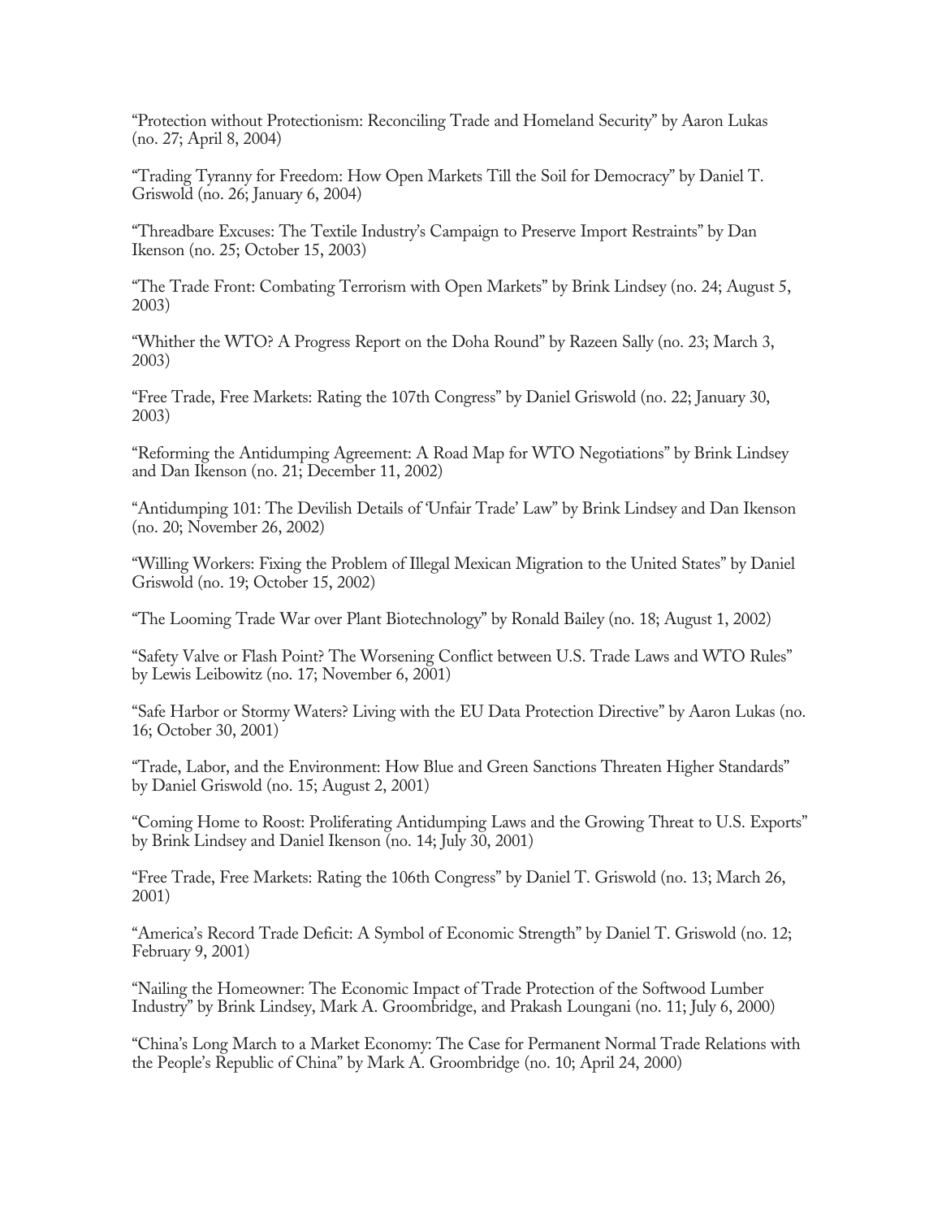"Protection without Protectionism: Reconciling Trade and Homeland Security" by Aaron Lukas (no. 27; April 8, 2004)

"Trading Tyranny for Freedom: How Open Markets Till the Soil for Democracy" by Daniel T. Griswold (no. 26; January 6, 2004)

"Threadbare Excuses: The Textile Industry's Campaign to Preserve Import Restraints" by Dan Ikenson (no. 25; October 15, 2003)

"The Trade Front: Combating Terrorism with Open Markets" by Brink Lindsey (no. 24; August 5, 2003)

"Whither the WTO? A Progress Report on the Doha Round" by Razeen Sally (no. 23; March 3, 2003)

"Free Trade, Free Markets: Rating the 107th Congress" by Daniel Griswold (no. 22; January 30, 2003)

"Reforming the Antidumping Agreement: A Road Map for WTO Negotiations" by Brink Lindsey and Dan Ikenson (no. 21; December 11, 2002)

"Antidumping 101: The Devilish Details of 'Unfair Trade' Law" by Brink Lindsey and Dan Ikenson (no. 20; November 26, 2002)

"Willing Workers: Fixing the Problem of Illegal Mexican Migration to the United States" by Daniel Griswold (no. 19; October 15, 2002)

"The Looming Trade War over Plant Biotechnology" by Ronald Bailey (no. 18; August 1, 2002)

"Safety Valve or Flash Point? The Worsening Conflict between U.S. Trade Laws and WTO Rules" by Lewis Leibowitz (no. 17; November 6, 2001)

"Safe Harbor or Stormy Waters? Living with the EU Data Protection Directive" by Aaron Lukas (no. 16; October 30, 2001)

"Trade, Labor, and the Environment: How Blue and Green Sanctions Threaten Higher Standards" by Daniel Griswold (no. 15; August 2, 2001)

"Coming Home to Roost: Proliferating Antidumping Laws and the Growing Threat to U.S. Exports" by Brink Lindsey and Daniel Ikenson (no. 14; July 30, 2001)

"Free Trade, Free Markets: Rating the 106th Congress" by Daniel T. Griswold (no. 13; March 26, 2001)

"America's Record Trade Deficit: A Symbol of Economic Strength" by Daniel T. Griswold (no. 12; February 9, 2001)

"Nailing the Homeowner: The Economic Impact of Trade Protection of the Softwood Lumber Industry" by Brink Lindsey, Mark A. Groombridge, and Prakash Loungani (no. 11; July 6, 2000)

"China's Long March to a Market Economy: The Case for Permanent Normal Trade Relations with the People's Republic of China" by Mark A. Groombridge (no. 10; April 24, 2000)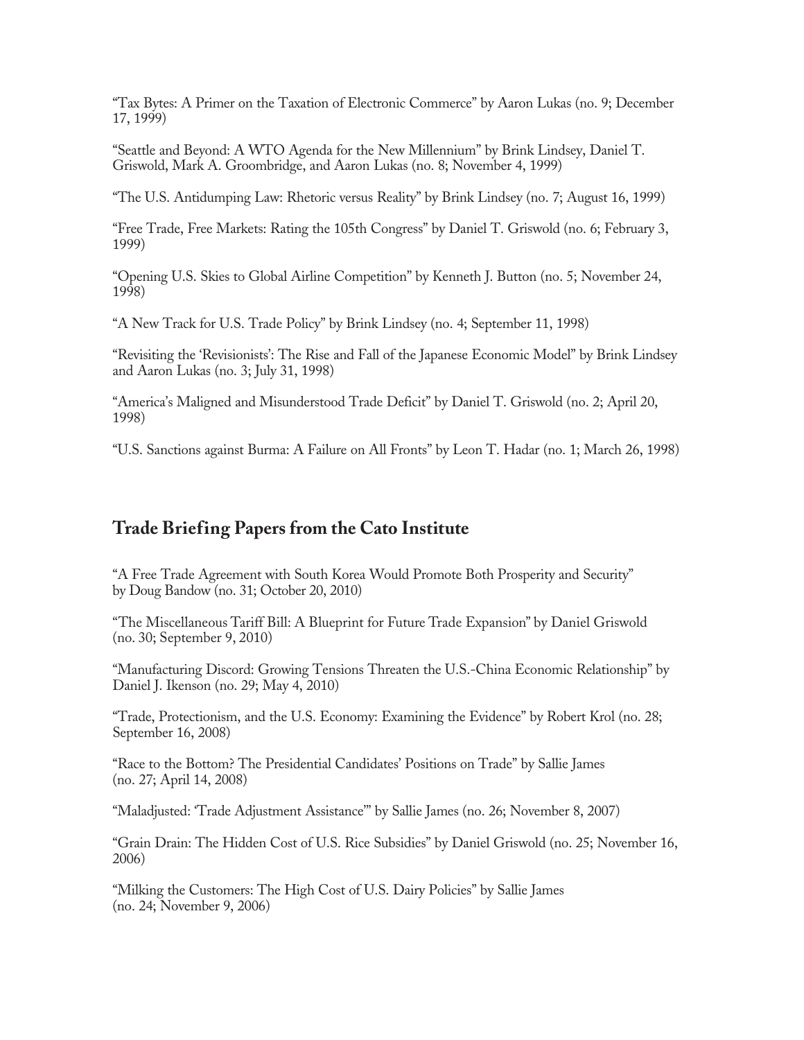"Tax Bytes: A Primer on the Taxation of Electronic Commerce" by Aaron Lukas (no. 9; December 17, 1999)

"Seattle and Beyond: A WTO Agenda for the New Millennium" by Brink Lindsey, Daniel T. Griswold, Mark A. Groombridge, and Aaron Lukas (no. 8; November 4, 1999)

"The U.S. Antidumping Law: Rhetoric versus Reality" by Brink Lindsey (no. 7; August 16, 1999)

"Free Trade, Free Markets: Rating the 105th Congress" by Daniel T. Griswold (no. 6; February 3, 1999)

"Opening U.S. Skies to Global Airline Competition" by Kenneth J. Button (no. 5; November 24, 1998)

"A New Track for U.S. Trade Policy" by Brink Lindsey (no. 4; September 11, 1998)

"Revisiting the 'Revisionists': The Rise and Fall of the Japanese Economic Model" by Brink Lindsey and Aaron Lukas (no. 3; July 31, 1998)

"America's Maligned and Misunderstood Trade Deficit" by Daniel T. Griswold (no. 2; April 20, 1998)

"U.S. Sanctions against Burma: A Failure on All Fronts" by Leon T. Hadar (no. 1; March 26, 1998)

## Trade Briefing Papers from the Cato Institute

"A Free Trade Agreement with South Korea Would Promote Both Prosperity and Security" by Doug Bandow (no. 31; October 20, 2010)

"The Miscellaneous Tariff Bill: A Blueprint for Future Trade Expansion" by Daniel Griswold (no. 30; September 9, 2010)

"Manufacturing Discord: Growing Tensions Threaten the U.S.-China Economic Relationship" by Daniel J. Ikenson (no. 29; May 4, 2010)

"Trade, Protectionism, and the U.S. Economy: Examining the Evidence" by Robert Krol (no. 28; September 16, 2008)

"Race to the Bottom? The Presidential Candidates' Positions on Trade" by Sallie James (no. 27; April 14, 2008)

"Maladjusted: 'Trade Adjustment Assistance'" by Sallie James (no. 26; November 8, 2007)

"Grain Drain: The Hidden Cost of U.S. Rice Subsidies" by Daniel Griswold (no. 25; November 16, 2006)

"Milking the Customers: The High Cost of U.S. Dairy Policies" by Sallie James (no. 24; November 9, 2006)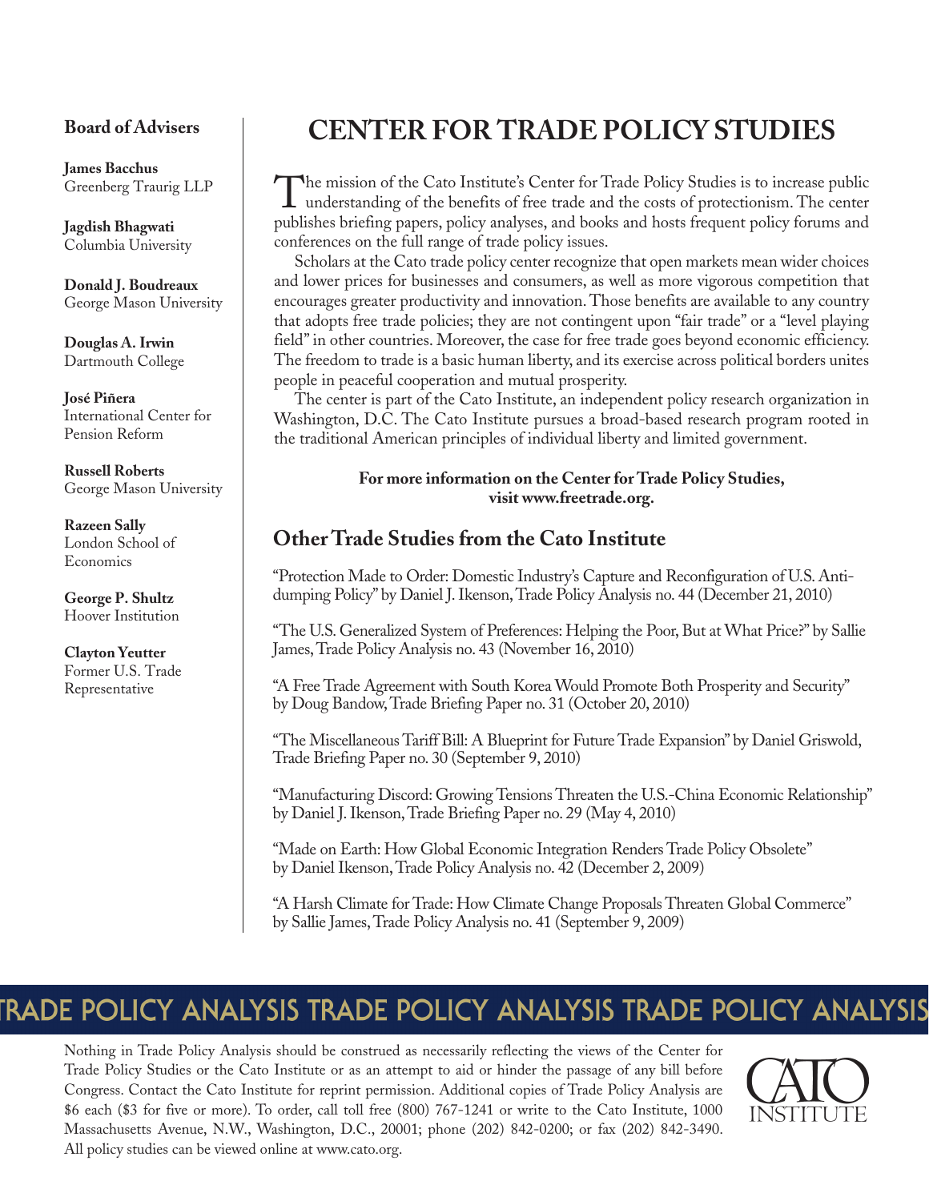### Board of Advisers

**James Bacchus**
Greenberg Traurig LLP

**Jagdish Bhagwati**
Columbia University

**Donald J. Boudreaux**
George Mason University

**Douglas A. Irwin**
Dartmouth College

**José Piñera**
International Center for Pension Reform

**Russell Roberts**
George Mason University

**Razeen Sally**
London School of Economics

**George P. Shultz**
Hoover Institution

**Clayton Yeutter**
Former U.S. Trade Representative

# CENTER FOR TRADE POLICY STUDIES

The mission of the Cato Institute's Center for Trade Policy Studies is to increase public understanding of the benefits of free trade and the costs of protectionism. The center publishes briefing papers, policy analyses, and books and hosts frequent policy forums and conferences on the full range of trade policy issues.

Scholars at the Cato trade policy center recognize that open markets mean wider choices and lower prices for businesses and consumers, as well as more vigorous competition that encourages greater productivity and innovation. Those benefits are available to any country that adopts free trade policies; they are not contingent upon "fair trade" or a "level playing field" in other countries. Moreover, the case for free trade goes beyond economic efficiency. The freedom to trade is a basic human liberty, and its exercise across political borders unites people in peaceful cooperation and mutual prosperity.

The center is part of the Cato Institute, an independent policy research organization in Washington, D.C. The Cato Institute pursues a broad-based research program rooted in the traditional American principles of individual liberty and limited government.

**For more information on the Center for Trade Policy Studies, visit www.freetrade.org.**

## Other Trade Studies from the Cato Institute

"Protection Made to Order: Domestic Industry's Capture and Reconfiguration of U.S. Antidumping Policy" by Daniel J. Ikenson, Trade Policy Analysis no. 44 (December 21, 2010)

"The U.S. Generalized System of Preferences: Helping the Poor, But at What Price?" by Sallie James, Trade Policy Analysis no. 43 (November 16, 2010)

"A Free Trade Agreement with South Korea Would Promote Both Prosperity and Security" by Doug Bandow, Trade Briefing Paper no. 31 (October 20, 2010)

"The Miscellaneous Tariff Bill: A Blueprint for Future Trade Expansion" by Daniel Griswold, Trade Briefing Paper no. 30 (September 9, 2010)

"Manufacturing Discord: Growing Tensions Threaten the U.S.-China Economic Relationship" by Daniel J. Ikenson, Trade Briefing Paper no. 29 (May 4, 2010)

"Made on Earth: How Global Economic Integration Renders Trade Policy Obsolete" by Daniel Ikenson, Trade Policy Analysis no. 42 (December 2, 2009)

"A Harsh Climate for Trade: How Climate Change Proposals Threaten Global Commerce" by Sallie James, Trade Policy Analysis no. 41 (September 9, 2009)

TRADE POLICY ANALYSIS TRADE POLICY ANALYSIS TRADE POLICY ANALYSIS

Nothing in Trade Policy Analysis should be construed as necessarily reflecting the views of the Center for Trade Policy Studies or the Cato Institute or as an attempt to aid or hinder the passage of any bill before Congress. Contact the Cato Institute for reprint permission. Additional copies of Trade Policy Analysis are $6 each ($3 for five or more). To order, call toll free (800) 767-1241 or write to the Cato Institute, 1000 Massachusetts Avenue, N.W., Washington, D.C., 20001; phone (202) 842-0200; or fax (202) 842-3490. All policy studies can be viewed online at www.cato.org.

CATO INSTITUTE